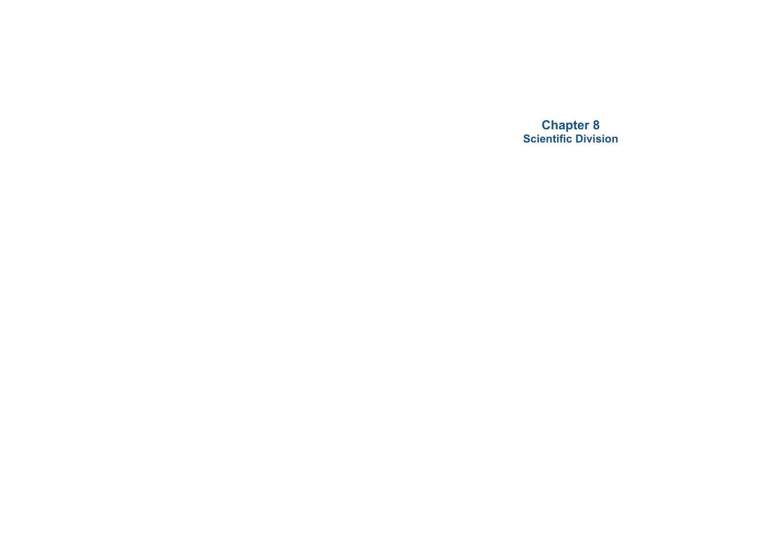# Chapter 8
## Scientific Division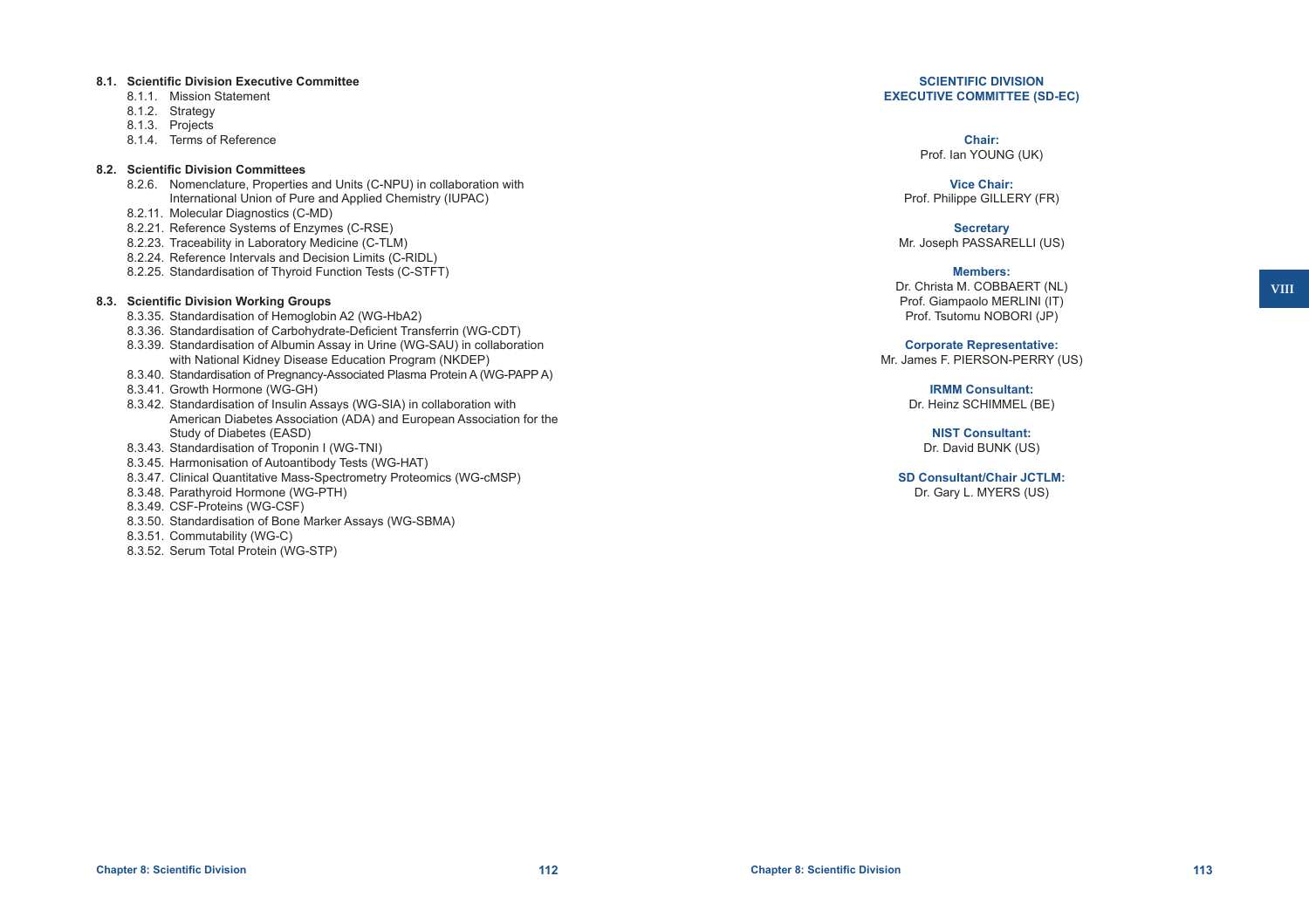**8.1. Scientific Division Executive Committee**

- 8.1.1. Mission Statement
- 8.1.2. Strategy
- 8.1.3. Projects
- 8.1.4. Terms of Reference

**8.2. Scientific Division Committees**

- 8.2.6. Nomenclature, Properties and Units (C-NPU) in collaboration with International Union of Pure and Applied Chemistry (IUPAC)
- 8.2.11. Molecular Diagnostics (C-MD)
- 8.2.21. Reference Systems of Enzymes (C-RSE)
- 8.2.23. Traceability in Laboratory Medicine (C-TLM)
- 8.2.24. Reference Intervals and Decision Limits (C-RIDL)
- 8.2.25. Standardisation of Thyroid Function Tests (C-STFT)

**8.3. Scientific Division Working Groups**

- 8.3.35. Standardisation of Hemoglobin A2 (WG-HbA2)
- 8.3.36. Standardisation of Carbohydrate-Deficient Transferrin (WG-CDT)
- 8.3.39. Standardisation of Albumin Assay in Urine (WG-SAU) in collaboration with National Kidney Disease Education Program (NKDEP)
- 8.3.40. Standardisation of Pregnancy-Associated Plasma Protein A (WG-PAPP A)
- 8.3.41. Growth Hormone (WG-GH)
- 8.3.42. Standardisation of Insulin Assays (WG-SIA) in collaboration with American Diabetes Association (ADA) and European Association for the Study of Diabetes (EASD)
- 8.3.43. Standardisation of Troponin I (WG-TNI)
- 8.3.45. Harmonisation of Autoantibody Tests (WG-HAT)
- 8.3.47. Clinical Quantitative Mass-Spectrometry Proteomics (WG-cMSP)
- 8.3.48. Parathyroid Hormone (WG-PTH)
- 8.3.49. CSF-Proteins (WG-CSF)
- 8.3.50. Standardisation of Bone Marker Assays (WG-SBMA)
- 8.3.51. Commutability (WG-C)
- 8.3.52. Serum Total Protein (WG-STP)

## SCIENTIFIC DIVISION EXECUTIVE COMMITTEE (SD-EC)

**Chair:**
Prof. Ian YOUNG (UK)

**Vice Chair:**
Prof. Philippe GILLERY (FR)

**Secretary**
Mr. Joseph PASSARELLI (US)

**Members:**
Dr. Christa M. COBBAERT (NL)
Prof. Giampaolo MERLINI (IT)
Prof. Tsutomu NOBORI (JP)

**Corporate Representative:**
Mr. James F. PIERSON-PERRY (US)

**IRMM Consultant:**
Dr. Heinz SCHIMMEL (BE)

**NIST Consultant:**
Dr. David BUNK (US)

**SD Consultant/Chair JCTLM:**
Dr. Gary L. MYERS (US)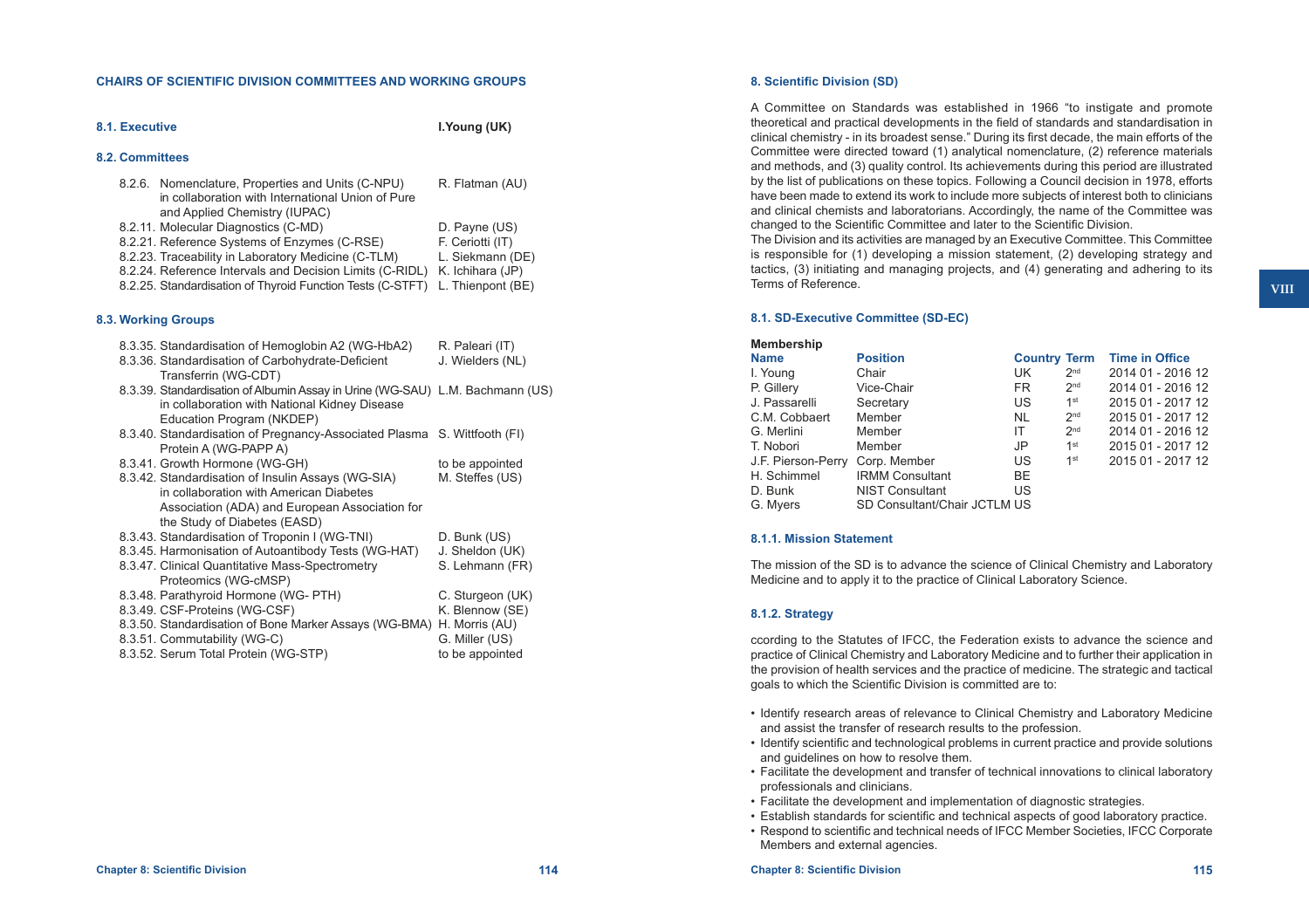## CHAIRS OF SCIENTIFIC DIVISION COMMITTEES AND WORKING GROUPS

**8.1. Executive** **I.Young (UK)**

**8.2. Committees**

| | |
|---|---|
| 8.2.6. Nomenclature, Properties and Units (C-NPU) in collaboration with International Union of Pure and Applied Chemistry (IUPAC) | R. Flatman (AU) |
| 8.2.11. Molecular Diagnostics (C-MD) | D. Payne (US) |
| 8.2.21. Reference Systems of Enzymes (C-RSE) | F. Ceriotti (IT) |
| 8.2.23. Traceability in Laboratory Medicine (C-TLM) | L. Siekmann (DE) |
| 8.2.24. Reference Intervals and Decision Limits (C-RIDL) | K. Ichihara (JP) |
| 8.2.25. Standardisation of Thyroid Function Tests (C-STFT) | L. Thienpont (BE) |

**8.3. Working Groups**

| | |
|---|---|
| 8.3.35. Standardisation of Hemoglobin A2 (WG-HbA2) | R. Paleari (IT) |
| 8.3.36. Standardisation of Carbohydrate-Deficient Transferrin (WG-CDT) | J. Wielders (NL) |
| 8.3.39. Standardisation of Albumin Assay in Urine (WG-SAU) in collaboration with National Kidney Disease Education Program (NKDEP) | L.M. Bachmann (US) |
| 8.3.40. Standardisation of Pregnancy-Associated Plasma Protein A (WG-PAPP A) | S. Wittfooth (FI) |
| 8.3.41. Growth Hormone (WG-GH) | to be appointed |
| 8.3.42. Standardisation of Insulin Assays (WG-SIA) in collaboration with American Diabetes Association (ADA) and European Association for the Study of Diabetes (EASD) | M. Steffes (US) |
| 8.3.43. Standardisation of Troponin I (WG-TNI) | D. Bunk (US) |
| 8.3.45. Harmonisation of Autoantibody Tests (WG-HAT) | J. Sheldon (UK) |
| 8.3.47. Clinical Quantitative Mass-Spectrometry Proteomics (WG-cMSP) | S. Lehmann (FR) |
| 8.3.48. Parathyroid Hormone (WG- PTH) | C. Sturgeon (UK) |
| 8.3.49. CSF-Proteins (WG-CSF) | K. Blennow (SE) |
| 8.3.50. Standardisation of Bone Marker Assays (WG-BMA) | H. Morris (AU) |
| 8.3.51. Commutability (WG-C) | G. Miller (US) |
| 8.3.52. Serum Total Protein (WG-STP) | to be appointed |

## 8. Scientific Division (SD)

A Committee on Standards was established in 1966 "to instigate and promote theoretical and practical developments in the field of standards and standardisation in clinical chemistry - in its broadest sense." During its first decade, the main efforts of the Committee were directed toward (1) analytical nomenclature, (2) reference materials and methods, and (3) quality control. Its achievements during this period are illustrated by the list of publications on these topics. Following a Council decision in 1978, efforts have been made to extend its work to include more subjects of interest both to clinicians and clinical chemists and laboratorians. Accordingly, the name of the Committee was changed to the Scientific Committee and later to the Scientific Division.

The Division and its activities are managed by an Executive Committee. This Committee is responsible for (1) developing a mission statement, (2) developing strategy and tactics, (3) initiating and managing projects, and (4) generating and adhering to its Terms of Reference.

### 8.1. SD-Executive Committee (SD-EC)

**Membership**

| Name | Position | Country | Term | Time in Office |
|---|---|---|---|---|
| I. Young | Chair | UK | 2nd | 2014 01 - 2016 12 |
| P. Gillery | Vice-Chair | FR | 2nd | 2014 01 - 2016 12 |
| J. Passarelli | Secretary | US | 1st | 2015 01 - 2017 12 |
| C.M. Cobbaert | Member | NL | 2nd | 2015 01 - 2017 12 |
| G. Merlini | Member | IT | 2nd | 2014 01 - 2016 12 |
| T. Nobori | Member | JP | 1st | 2015 01 - 2017 12 |
| J.F. Pierson-Perry | Corp. Member | US | 1st | 2015 01 - 2017 12 |
| H. Schimmel | IRMM Consultant | BE | | |
| D. Bunk | NIST Consultant | US | | |
| G. Myers | SD Consultant/Chair JCTLM | US | | |

#### 8.1.1. Mission Statement

The mission of the SD is to advance the science of Clinical Chemistry and Laboratory Medicine and to apply it to the practice of Clinical Laboratory Science.

#### 8.1.2. Strategy

ccording to the Statutes of IFCC, the Federation exists to advance the science and practice of Clinical Chemistry and Laboratory Medicine and to further their application in the provision of health services and the practice of medicine. The strategic and tactical goals to which the Scientific Division is committed are to:

- Identify research areas of relevance to Clinical Chemistry and Laboratory Medicine and assist the transfer of research results to the profession.
- Identify scientific and technological problems in current practice and provide solutions and guidelines on how to resolve them.
- Facilitate the development and transfer of technical innovations to clinical laboratory professionals and clinicians.
- Facilitate the development and implementation of diagnostic strategies.
- Establish standards for scientific and technical aspects of good laboratory practice.
- Respond to scientific and technical needs of IFCC Member Societies, IFCC Corporate Members and external agencies.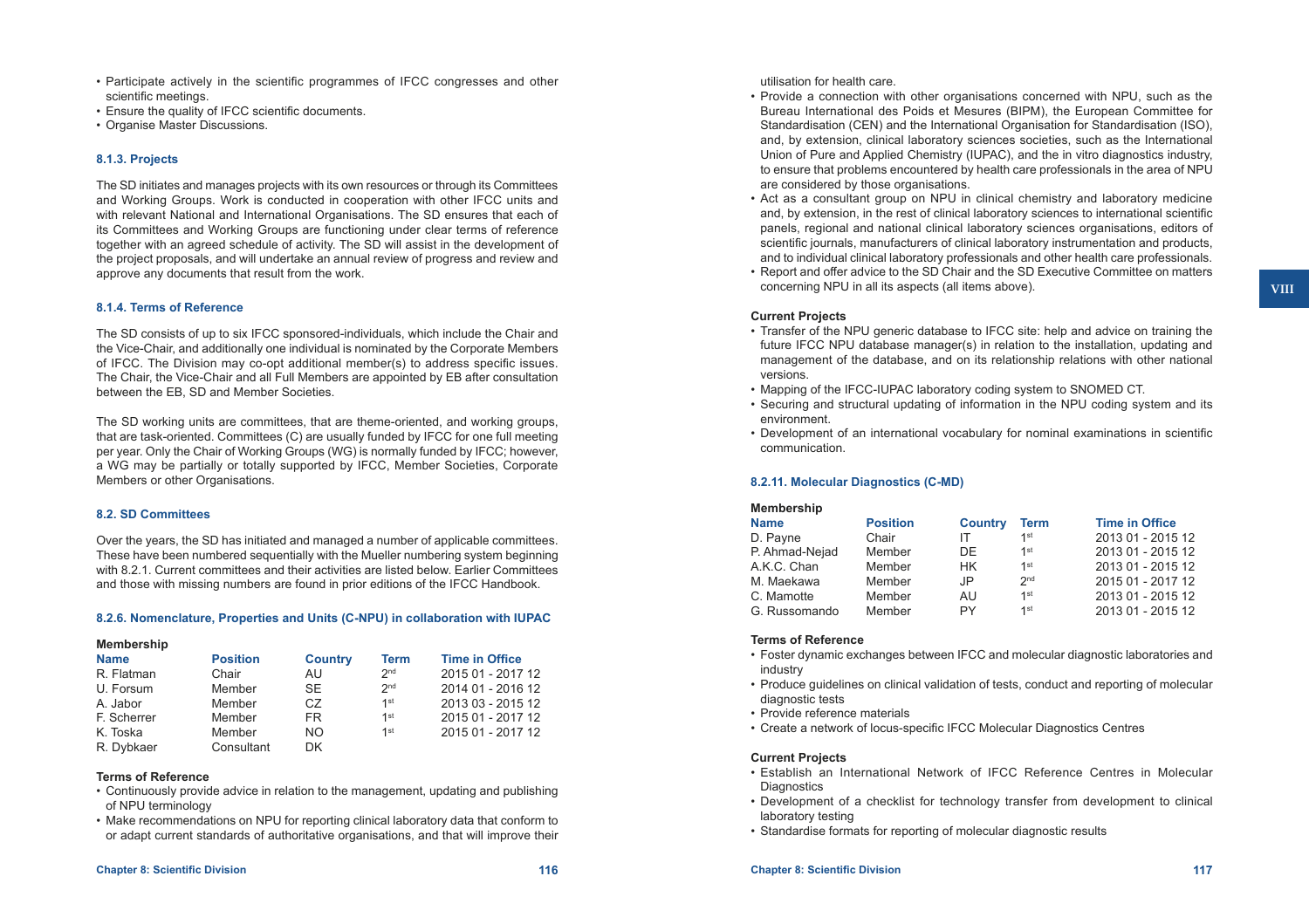- Participate actively in the scientific programmes of IFCC congresses and other scientific meetings.
- Ensure the quality of IFCC scientific documents.
- Organise Master Discussions.

### 8.1.3. Projects

The SD initiates and manages projects with its own resources or through its Committees and Working Groups. Work is conducted in cooperation with other IFCC units and with relevant National and International Organisations. The SD ensures that each of its Committees and Working Groups are functioning under clear terms of reference together with an agreed schedule of activity. The SD will assist in the development of the project proposals, and will undertake an annual review of progress and review and approve any documents that result from the work.

### 8.1.4. Terms of Reference

The SD consists of up to six IFCC sponsored-individuals, which include the Chair and the Vice-Chair, and additionally one individual is nominated by the Corporate Members of IFCC. The Division may co-opt additional member(s) to address specific issues. The Chair, the Vice-Chair and all Full Members are appointed by EB after consultation between the EB, SD and Member Societies.

The SD working units are committees, that are theme-oriented, and working groups, that are task-oriented. Committees (C) are usually funded by IFCC for one full meeting per year. Only the Chair of Working Groups (WG) is normally funded by IFCC; however, a WG may be partially or totally supported by IFCC, Member Societies, Corporate Members or other Organisations.

## 8.2. SD Committees

Over the years, the SD has initiated and managed a number of applicable committees. These have been numbered sequentially with the Mueller numbering system beginning with 8.2.1. Current committees and their activities are listed below. Earlier Committees and those with missing numbers are found in prior editions of the IFCC Handbook.

### 8.2.6. Nomenclature, Properties and Units (C-NPU) in collaboration with IUPAC

**Membership**

| Name | Position | Country | Term | Time in Office |
|---|---|---|---|---|
| R. Flatman | Chair | AU | 2nd | 2015 01 - 2017 12 |
| U. Forsum | Member | SE | 2nd | 2014 01 - 2016 12 |
| A. Jabor | Member | CZ | 1st | 2013 03 - 2015 12 |
| F. Scherrer | Member | FR | 1st | 2015 01 - 2017 12 |
| K. Toska | Member | NO | 1st | 2015 01 - 2017 12 |
| R. Dybkaer | Consultant | DK | | |

**Terms of Reference**

- Continuously provide advice in relation to the management, updating and publishing of NPU terminology
- Make recommendations on NPU for reporting clinical laboratory data that conform to or adapt current standards of authoritative organisations, and that will improve their utilisation for health care.
- Provide a connection with other organisations concerned with NPU, such as the Bureau International des Poids et Mesures (BIPM), the European Committee for Standardisation (CEN) and the International Organisation for Standardisation (ISO), and, by extension, clinical laboratory sciences societies, such as the International Union of Pure and Applied Chemistry (IUPAC), and the in vitro diagnostics industry, to ensure that problems encountered by health care professionals in the area of NPU are considered by those organisations.
- Act as a consultant group on NPU in clinical chemistry and laboratory medicine and, by extension, in the rest of clinical laboratory sciences to international scientific panels, regional and national clinical laboratory sciences organisations, editors of scientific journals, manufacturers of clinical laboratory instrumentation and products, and to individual clinical laboratory professionals and other health care professionals.
- Report and offer advice to the SD Chair and the SD Executive Committee on matters concerning NPU in all its aspects (all items above).

**Current Projects**

- Transfer of the NPU generic database to IFCC site: help and advice on training the future IFCC NPU database manager(s) in relation to the installation, updating and management of the database, and on its relationship relations with other national versions.
- Mapping of the IFCC-IUPAC laboratory coding system to SNOMED CT.
- Securing and structural updating of information in the NPU coding system and its environment.
- Development of an international vocabulary for nominal examinations in scientific communication.

### 8.2.11. Molecular Diagnostics (C-MD)

**Membership**

| Name | Position | Country | Term | Time in Office |
|---|---|---|---|---|
| D. Payne | Chair | IT | 1st | 2013 01 - 2015 12 |
| P. Ahmad-Nejad | Member | DE | 1st | 2013 01 - 2015 12 |
| A.K.C. Chan | Member | HK | 1st | 2013 01 - 2015 12 |
| M. Maekawa | Member | JP | 2nd | 2015 01 - 2017 12 |
| C. Mamotte | Member | AU | 1st | 2013 01 - 2015 12 |
| G. Russomando | Member | PY | 1st | 2013 01 - 2015 12 |

**Terms of Reference**

- Foster dynamic exchanges between IFCC and molecular diagnostic laboratories and industry
- Produce guidelines on clinical validation of tests, conduct and reporting of molecular diagnostic tests
- Provide reference materials
- Create a network of locus-specific IFCC Molecular Diagnostics Centres

**Current Projects**

- Establish an International Network of IFCC Reference Centres in Molecular Diagnostics
- Development of a checklist for technology transfer from development to clinical laboratory testing
- Standardise formats for reporting of molecular diagnostic results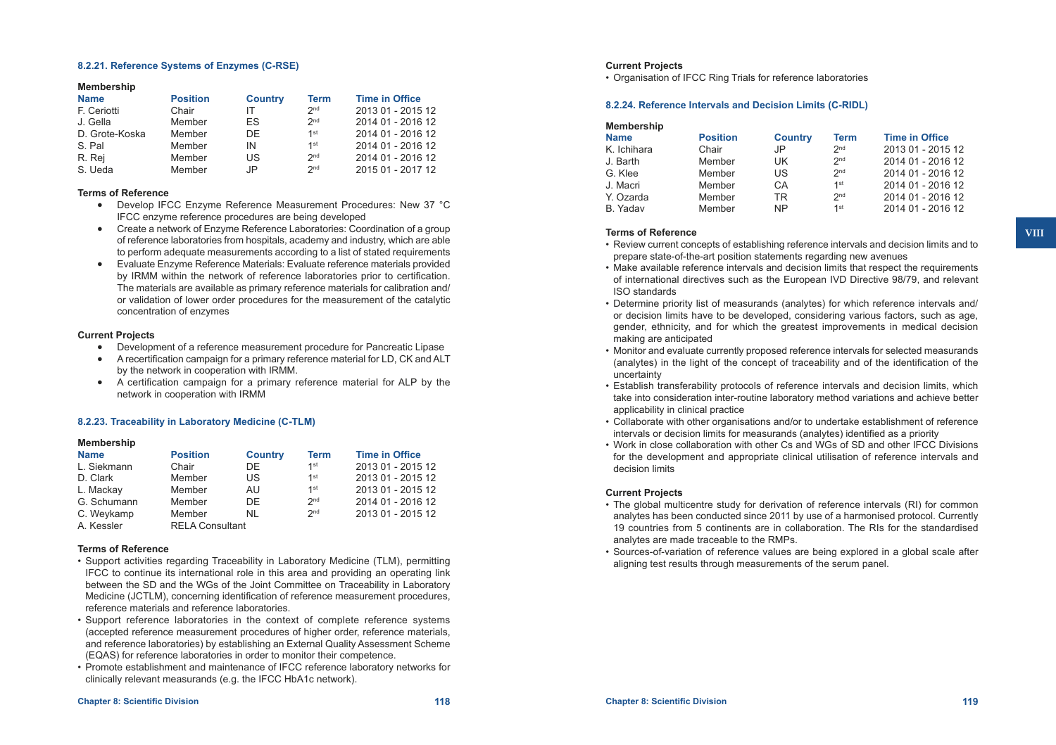### 8.2.21. Reference Systems of Enzymes (C-RSE)

**Membership**

| Name | Position | Country | Term | Time in Office |
|---|---|---|---|---|
| F. Ceriotti | Chair | IT | 2nd | 2013 01 - 2015 12 |
| J. Gella | Member | ES | 2nd | 2014 01 - 2016 12 |
| D. Grote-Koska | Member | DE | 1st | 2014 01 - 2016 12 |
| S. Pal | Member | IN | 1st | 2014 01 - 2016 12 |
| R. Rej | Member | US | 2nd | 2014 01 - 2016 12 |
| S. Ueda | Member | JP | 2nd | 2015 01 - 2017 12 |

**Terms of Reference**

- Develop IFCC Enzyme Reference Measurement Procedures: New 37 °C IFCC enzyme reference procedures are being developed
- Create a network of Enzyme Reference Laboratories: Coordination of a group of reference laboratories from hospitals, academy and industry, which are able to perform adequate measurements according to a list of stated requirements
- Evaluate Enzyme Reference Materials: Evaluate reference materials provided by IRMM within the network of reference laboratories prior to certification. The materials are available as primary reference materials for calibration and/or validation of lower order procedures for the measurement of the catalytic concentration of enzymes

**Current Projects**

- Development of a reference measurement procedure for Pancreatic Lipase
- A recertification campaign for a primary reference material for LD, CK and ALT by the network in cooperation with IRMM.
- A certification campaign for a primary reference material for ALP by the network in cooperation with IRMM

### 8.2.23. Traceability in Laboratory Medicine (C-TLM)

**Membership**

| Name | Position | Country | Term | Time in Office |
|---|---|---|---|---|
| L. Siekmann | Chair | DE | 1st | 2013 01 - 2015 12 |
| D. Clark | Member | US | 1st | 2013 01 - 2015 12 |
| L. Mackay | Member | AU | 1st | 2013 01 - 2015 12 |
| G. Schumann | Member | DE | 2nd | 2014 01 - 2016 12 |
| C. Weykamp | Member | NL | 2nd | 2013 01 - 2015 12 |
| A. Kessler | RELA Consultant | | | |

**Terms of Reference**

- Support activities regarding Traceability in Laboratory Medicine (TLM), permitting IFCC to continue its international role in this area and providing an operating link between the SD and the WGs of the Joint Committee on Traceability in Laboratory Medicine (JCTLM), concerning identification of reference measurement procedures, reference materials and reference laboratories.
- Support reference laboratories in the context of complete reference systems (accepted reference measurement procedures of higher order, reference materials, and reference laboratories) by establishing an External Quality Assessment Scheme (EQAS) for reference laboratories in order to monitor their competence.
- Promote establishment and maintenance of IFCC reference laboratory networks for clinically relevant measurands (e.g. the IFCC HbA1c network).

**Current Projects**

- Organisation of IFCC Ring Trials for reference laboratories

### 8.2.24. Reference Intervals and Decision Limits (C-RIDL)

**Membership**

| Name | Position | Country | Term | Time in Office |
|---|---|---|---|---|
| K. Ichihara | Chair | JP | 2nd | 2013 01 - 2015 12 |
| J. Barth | Member | UK | 2nd | 2014 01 - 2016 12 |
| G. Klee | Member | US | 2nd | 2014 01 - 2016 12 |
| J. Macri | Member | CA | 1st | 2014 01 - 2016 12 |
| Y. Ozarda | Member | TR | 2nd | 2014 01 - 2016 12 |
| B. Yadav | Member | NP | 1st | 2014 01 - 2016 12 |

**Terms of Reference**

- Review current concepts of establishing reference intervals and decision limits and to prepare state-of-the-art position statements regarding new avenues
- Make available reference intervals and decision limits that respect the requirements of international directives such as the European IVD Directive 98/79, and relevant ISO standards
- Determine priority list of measurands (analytes) for which reference intervals and/or decision limits have to be developed, considering various factors, such as age, gender, ethnicity, and for which the greatest improvements in medical decision making are anticipated
- Monitor and evaluate currently proposed reference intervals for selected measurands (analytes) in the light of the concept of traceability and of the identification of the uncertainty
- Establish transferability protocols of reference intervals and decision limits, which take into consideration inter-routine laboratory method variations and achieve better applicability in clinical practice
- Collaborate with other organisations and/or to undertake establishment of reference intervals or decision limits for measurands (analytes) identified as a priority
- Work in close collaboration with other Cs and WGs of SD and other IFCC Divisions for the development and appropriate clinical utilisation of reference intervals and decision limits

**Current Projects**

- The global multicentre study for derivation of reference intervals (RI) for common analytes has been conducted since 2011 by use of a harmonised protocol. Currently 19 countries from 5 continents are in collaboration. The RIs for the standardised analytes are made traceable to the RMPs.
- Sources-of-variation of reference values are being explored in a global scale after aligning test results through measurements of the serum panel.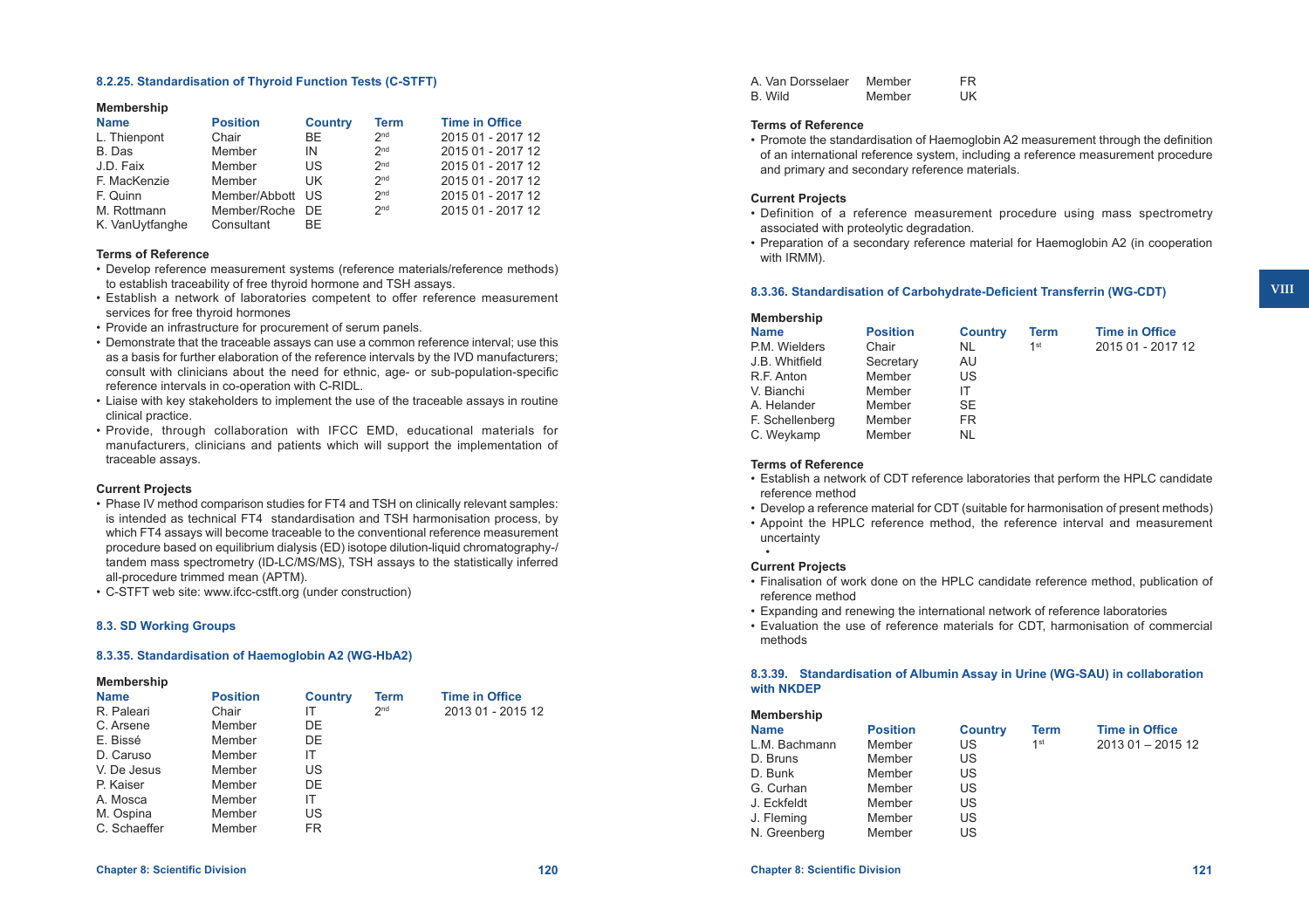### 8.2.25. Standardisation of Thyroid Function Tests (C-STFT)

**Membership**

| Name | Position | Country | Term | Time in Office |
|---|---|---|---|---|
| L. Thienpont | Chair | BE | 2nd | 2015 01 - 2017 12 |
| B. Das | Member | IN | 2nd | 2015 01 - 2017 12 |
| J.D. Faix | Member | US | 2nd | 2015 01 - 2017 12 |
| F. MacKenzie | Member | UK | 2nd | 2015 01 - 2017 12 |
| F. Quinn | Member/Abbott | US | 2nd | 2015 01 - 2017 12 |
| M. Rottmann | Member/Roche | DE | 2nd | 2015 01 - 2017 12 |
| K. VanUytfanghe | Consultant | BE | | |

**Terms of Reference**

- Develop reference measurement systems (reference materials/reference methods) to establish traceability of free thyroid hormone and TSH assays.
- Establish a network of laboratories competent to offer reference measurement services for free thyroid hormones
- Provide an infrastructure for procurement of serum panels.
- Demonstrate that the traceable assays can use a common reference interval; use this as a basis for further elaboration of the reference intervals by the IVD manufacturers; consult with clinicians about the need for ethnic, age- or sub-population-specific reference intervals in co-operation with C-RIDL.
- Liaise with key stakeholders to implement the use of the traceable assays in routine clinical practice.
- Provide, through collaboration with IFCC EMD, educational materials for manufacturers, clinicians and patients which will support the implementation of traceable assays.

**Current Projects**

- Phase IV method comparison studies for FT4 and TSH on clinically relevant samples: is intended as technical FT4 standardisation and TSH harmonisation process, by which FT4 assays will become traceable to the conventional reference measurement procedure based on equilibrium dialysis (ED) isotope dilution-liquid chromatography-/tandem mass spectrometry (ID-LC/MS/MS), TSH assays to the statistically inferred all-procedure trimmed mean (APTM).
- C-STFT web site: www.ifcc-cstft.org (under construction)

## 8.3. SD Working Groups

### 8.3.35. Standardisation of Haemoglobin A2 (WG-HbA2)

**Membership**

| Name | Position | Country | Term | Time in Office |
|---|---|---|---|---|
| R. Paleari | Chair | IT | 2nd | 2013 01 - 2015 12 |
| C. Arsene | Member | DE | | |
| E. Bissé | Member | DE | | |
| D. Caruso | Member | IT | | |
| V. De Jesus | Member | US | | |
| P. Kaiser | Member | DE | | |
| A. Mosca | Member | IT | | |
| M. Ospina | Member | US | | |
| C. Schaeffer | Member | FR | | |
| A. Van Dorsselaer | Member | FR | | |
| B. Wild | Member | UK | | |

**Terms of Reference**

- Promote the standardisation of Haemoglobin A2 measurement through the definition of an international reference system, including a reference measurement procedure and primary and secondary reference materials.

**Current Projects**

- Definition of a reference measurement procedure using mass spectrometry associated with proteolytic degradation.
- Preparation of a secondary reference material for Haemoglobin A2 (in cooperation with IRMM).

### 8.3.36. Standardisation of Carbohydrate-Deficient Transferrin (WG-CDT)

**Membership**

| Name | Position | Country | Term | Time in Office |
|---|---|---|---|---|
| P.M. Wielders | Chair | NL | 1st | 2015 01 - 2017 12 |
| J.B. Whitfield | Secretary | AU | | |
| R.F. Anton | Member | US | | |
| V. Bianchi | Member | IT | | |
| A. Helander | Member | SE | | |
| F. Schellenberg | Member | FR | | |
| C. Weykamp | Member | NL | | |

**Terms of Reference**

- Establish a network of CDT reference laboratories that perform the HPLC candidate reference method
- Develop a reference material for CDT (suitable for harmonisation of present methods)
- Appoint the HPLC reference method, the reference interval and measurement uncertainty

**Current Projects**

- Finalisation of work done on the HPLC candidate reference method, publication of reference method
- Expanding and renewing the international network of reference laboratories
- Evaluation the use of reference materials for CDT, harmonisation of commercial methods

### 8.3.39. Standardisation of Albumin Assay in Urine (WG-SAU) in collaboration with NKDEP

**Membership**

| Name | Position | Country | Term | Time in Office |
|---|---|---|---|---|
| L.M. Bachmann | Member | US | 1st | 2013 01 – 2015 12 |
| D. Bruns | Member | US | | |
| D. Bunk | Member | US | | |
| G. Curhan | Member | US | | |
| J. Eckfeldt | Member | US | | |
| J. Fleming | Member | US | | |
| N. Greenberg | Member | US | | |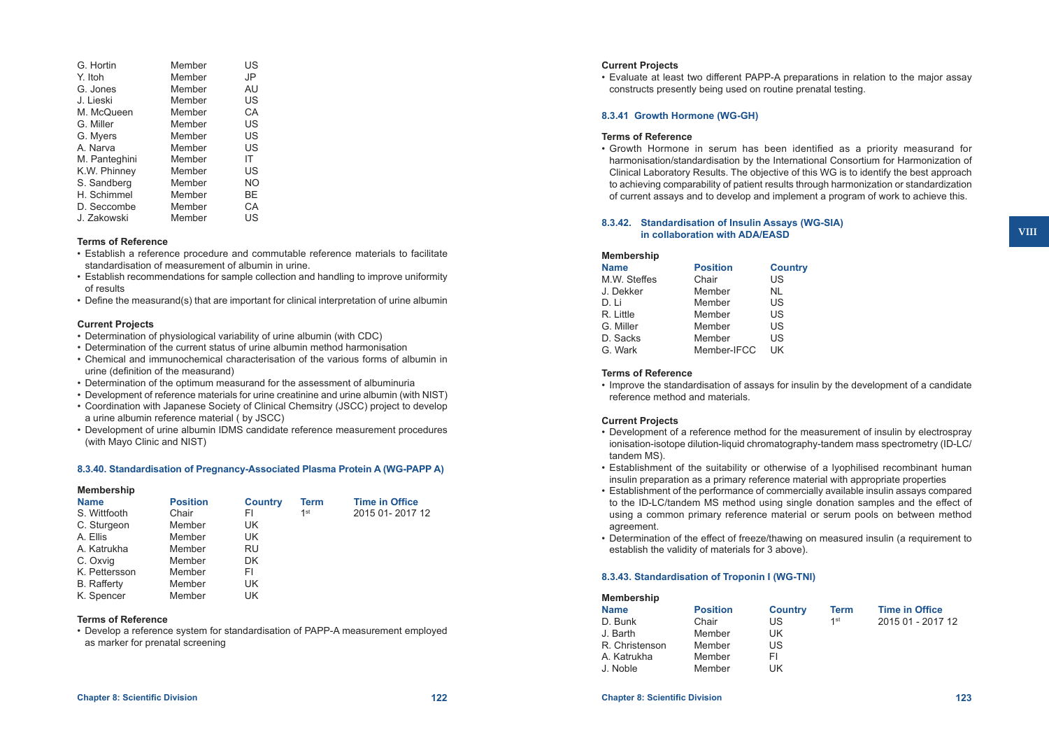| | | |
|---|---|---|
| G. Hortin | Member | US |
| Y. Itoh | Member | JP |
| G. Jones | Member | AU |
| J. Lieski | Member | US |
| M. McQueen | Member | CA |
| G. Miller | Member | US |
| G. Myers | Member | US |
| A. Narva | Member | US |
| M. Panteghini | Member | IT |
| K.W. Phinney | Member | US |
| S. Sandberg | Member | NO |
| H. Schimmel | Member | BE |
| D. Seccombe | Member | CA |
| J. Zakowski | Member | US |

**Terms of Reference**

- Establish a reference procedure and commutable reference materials to facilitate standardisation of measurement of albumin in urine.
- Establish recommendations for sample collection and handling to improve uniformity of results
- Define the measurand(s) that are important for clinical interpretation of urine albumin

**Current Projects**

- Determination of physiological variability of urine albumin (with CDC)
- Determination of the current status of urine albumin method harmonisation
- Chemical and immunochemical characterisation of the various forms of albumin in urine (definition of the measurand)
- Determination of the optimum measurand for the assessment of albuminuria
- Development of reference materials for urine creatinine and urine albumin (with NIST)
- Coordination with Japanese Society of Clinical Chemsitry (JSCC) project to develop a urine albumin reference material ( by JSCC)
- Development of urine albumin IDMS candidate reference measurement procedures (with Mayo Clinic and NIST)

### 8.3.40. Standardisation of Pregnancy-Associated Plasma Protein A (WG-PAPP A)

**Membership**

| Name | Position | Country | Term | Time in Office |
|---|---|---|---|---|
| S. Wittfooth | Chair | FI | 1st | 2015 01- 2017 12 |
| C. Sturgeon | Member | UK | | |
| A. Ellis | Member | UK | | |
| A. Katrukha | Member | RU | | |
| C. Oxvig | Member | DK | | |
| K. Pettersson | Member | FI | | |
| B. Rafferty | Member | UK | | |
| K. Spencer | Member | UK | | |

**Terms of Reference**

- Develop a reference system for standardisation of PAPP-A measurement employed as marker for prenatal screening

**Current Projects**

- Evaluate at least two different PAPP-A preparations in relation to the major assay constructs presently being used on routine prenatal testing.

### 8.3.41 Growth Hormone (WG-GH)

**Terms of Reference**

- Growth Hormone in serum has been identified as a priority measurand for harmonisation/standardisation by the International Consortium for Harmonization of Clinical Laboratory Results. The objective of this WG is to identify the best approach to achieving comparability of patient results through harmonization or standardization of current assays and to develop and implement a program of work to achieve this.

### 8.3.42. Standardisation of Insulin Assays (WG-SIA) in collaboration with ADA/EASD

**Membership**

| Name | Position | Country |
|---|---|---|
| M.W. Steffes | Chair | US |
| J. Dekker | Member | NL |
| D. Li | Member | US |
| R. Little | Member | US |
| G. Miller | Member | US |
| D. Sacks | Member | US |
| G. Wark | Member-IFCC | UK |

**Terms of Reference**

- Improve the standardisation of assays for insulin by the development of a candidate reference method and materials.

**Current Projects**

- Development of a reference method for the measurement of insulin by electrospray ionisation-isotope dilution-liquid chromatography-tandem mass spectrometry (ID-LC/tandem MS).
- Establishment of the suitability or otherwise of a lyophilised recombinant human insulin preparation as a primary reference material with appropriate properties
- Establishment of the performance of commercially available insulin assays compared to the ID-LC/tandem MS method using single donation samples and the effect of using a common primary reference material or serum pools on between method agreement.
- Determination of the effect of freeze/thawing on measured insulin (a requirement to establish the validity of materials for 3 above).

### 8.3.43. Standardisation of Troponin I (WG-TNI)

**Membership**

| Name | Position | Country | Term | Time in Office |
|---|---|---|---|---|
| D. Bunk | Chair | US | 1st | 2015 01 - 2017 12 |
| J. Barth | Member | UK | | |
| R. Christenson | Member | US | | |
| A. Katrukha | Member | FI | | |
| J. Noble | Member | UK | | |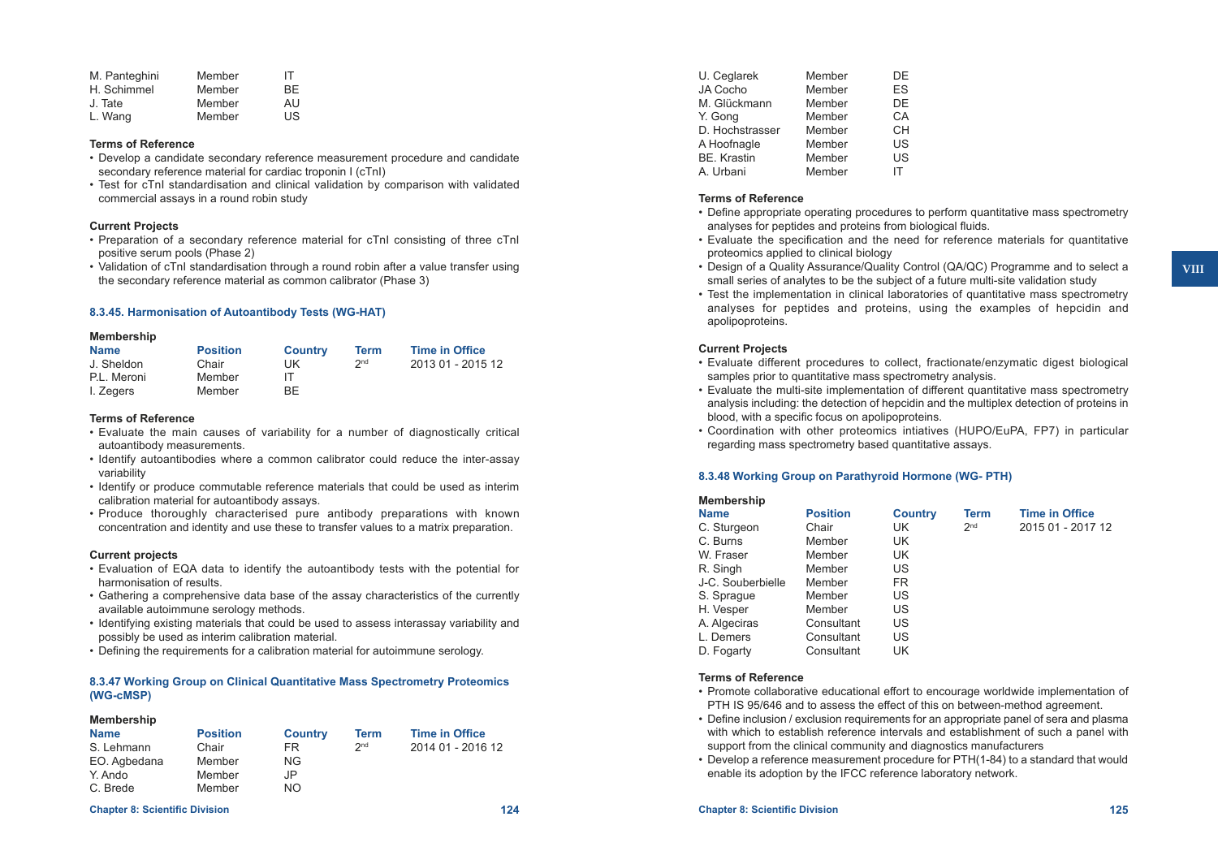| Name | Position | Country | Term | Time in Office |
|---|---|---|---|---|
| M. Panteghini | Member | IT | | |
| H. Schimmel | Member | BE | | |
| J. Tate | Member | AU | | |
| L. Wang | Member | US | | |

**Terms of Reference**

- Develop a candidate secondary reference measurement procedure and candidate secondary reference material for cardiac troponin I (cTnI)
- Test for cTnI standardisation and clinical validation by comparison with validated commercial assays in a round robin study

**Current Projects**

- Preparation of a secondary reference material for cTnI consisting of three cTnI positive serum pools (Phase 2)
- Validation of cTnI standardisation through a round robin after a value transfer using the secondary reference material as common calibrator (Phase 3)

### 8.3.45. Harmonisation of Autoantibody Tests (WG-HAT)

**Membership**

| Name | Position | Country | Term | Time in Office |
|---|---|---|---|---|
| J. Sheldon | Chair | UK | 2nd | 2013 01 - 2015 12 |
| P.L. Meroni | Member | IT | | |
| I. Zegers | Member | BE | | |

**Terms of Reference**

- Evaluate the main causes of variability for a number of diagnostically critical autoantibody measurements.
- Identify autoantibodies where a common calibrator could reduce the inter-assay variability
- Identify or produce commutable reference materials that could be used as interim calibration material for autoantibody assays.
- Produce thoroughly characterised pure antibody preparations with known concentration and identity and use these to transfer values to a matrix preparation.

**Current projects**

- Evaluation of EQA data to identify the autoantibody tests with the potential for harmonisation of results.
- Gathering a comprehensive data base of the assay characteristics of the currently available autoimmune serology methods.
- Identifying existing materials that could be used to assess interassay variability and possibly be used as interim calibration material.
- Defining the requirements for a calibration material for autoimmune serology.

### 8.3.47 Working Group on Clinical Quantitative Mass Spectrometry Proteomics (WG-cMSP)

**Membership**

| Name | Position | Country | Term | Time in Office |
|---|---|---|---|---|
| S. Lehmann | Chair | FR | 2nd | 2014 01 - 2016 12 |
| EO. Agbedana | Member | NG | | |
| Y. Ando | Member | JP | | |
| C. Brede | Member | NO | | |
| U. Ceglarek | Member | DE | | |
| JA Cocho | Member | ES | | |
| M. Glückmann | Member | DE | | |
| Y. Gong | Member | CA | | |
| D. Hochstrasser | Member | CH | | |
| A Hoofnagle | Member | US | | |
| BE. Krastin | Member | US | | |
| A. Urbani | Member | IT | | |

**Terms of Reference**

- Define appropriate operating procedures to perform quantitative mass spectrometry analyses for peptides and proteins from biological fluids.
- Evaluate the specification and the need for reference materials for quantitative proteomics applied to clinical biology
- Design of a Quality Assurance/Quality Control (QA/QC) Programme and to select a small series of analytes to be the subject of a future multi-site validation study
- Test the implementation in clinical laboratories of quantitative mass spectrometry analyses for peptides and proteins, using the examples of hepcidin and apolipoproteins.

**Current Projects**

- Evaluate different procedures to collect, fractionate/enzymatic digest biological samples prior to quantitative mass spectrometry analysis.
- Evaluate the multi-site implementation of different quantitative mass spectrometry analysis including: the detection of hepcidin and the multiplex detection of proteins in blood, with a specific focus on apolipoproteins.
- Coordination with other proteomics intiatives (HUPO/EuPA, FP7) in particular regarding mass spectrometry based quantitative assays.

### 8.3.48 Working Group on Parathyroid Hormone (WG- PTH)

**Membership**

| Name | Position | Country | Term | Time in Office |
|---|---|---|---|---|
| C. Sturgeon | Chair | UK | 2nd | 2015 01 - 2017 12 |
| C. Burns | Member | UK | | |
| W. Fraser | Member | UK | | |
| R. Singh | Member | US | | |
| J-C. Souberbielle | Member | FR | | |
| S. Sprague | Member | US | | |
| H. Vesper | Member | US | | |
| A. Algeciras | Consultant | US | | |
| L. Demers | Consultant | US | | |
| D. Fogarty | Consultant | UK | | |

**Terms of Reference**

- Promote collaborative educational effort to encourage worldwide implementation of PTH IS 95/646 and to assess the effect of this on between-method agreement.
- Define inclusion / exclusion requirements for an appropriate panel of sera and plasma with which to establish reference intervals and establishment of such a panel with support from the clinical community and diagnostics manufacturers
- Develop a reference measurement procedure for PTH(1-84) to a standard that would enable its adoption by the IFCC reference laboratory network.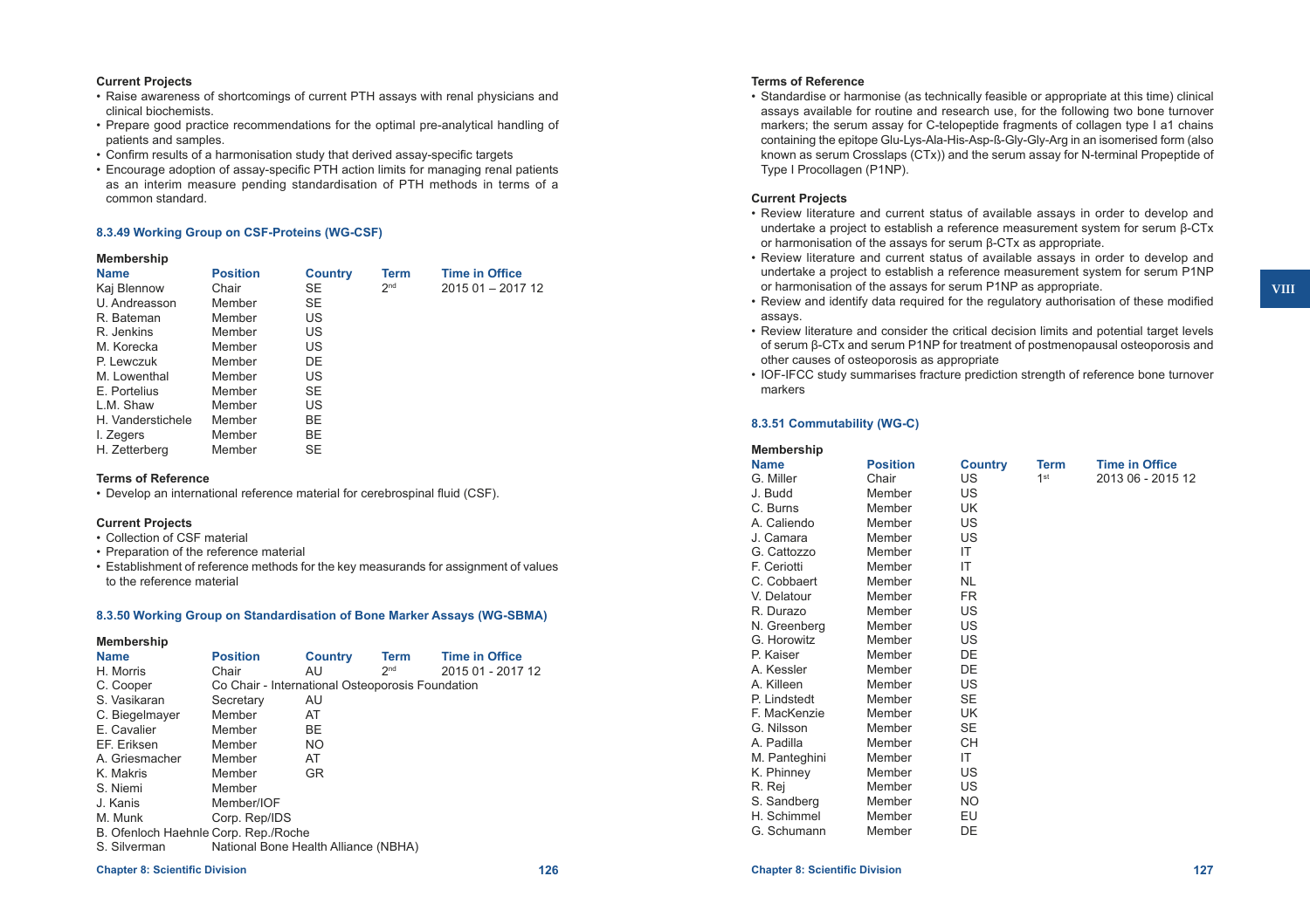**Current Projects**

- Raise awareness of shortcomings of current PTH assays with renal physicians and clinical biochemists.
- Prepare good practice recommendations for the optimal pre-analytical handling of patients and samples.
- Confirm results of a harmonisation study that derived assay-specific targets
- Encourage adoption of assay-specific PTH action limits for managing renal patients as an interim measure pending standardisation of PTH methods in terms of a common standard.

### 8.3.49 Working Group on CSF-Proteins (WG-CSF)

**Membership**

| Name | Position | Country | Term | Time in Office |
|---|---|---|---|---|
| Kaj Blennow | Chair | SE | 2nd | 2015 01 – 2017 12 |
| U. Andreasson | Member | SE | | |
| R. Bateman | Member | US | | |
| R. Jenkins | Member | US | | |
| M. Korecka | Member | US | | |
| P. Lewczuk | Member | DE | | |
| M. Lowenthal | Member | US | | |
| E. Portelius | Member | SE | | |
| L.M. Shaw | Member | US | | |
| H. Vanderstichele | Member | BE | | |
| I. Zegers | Member | BE | | |
| H. Zetterberg | Member | SE | | |

**Terms of Reference**

- Develop an international reference material for cerebrospinal fluid (CSF).

**Current Projects**

- Collection of CSF material
- Preparation of the reference material
- Establishment of reference methods for the key measurands for assignment of values to the reference material

### 8.3.50 Working Group on Standardisation of Bone Marker Assays (WG-SBMA)

**Membership**

| Name | Position | Country | Term | Time in Office |
|---|---|---|---|---|
| H. Morris | Chair | AU | 2nd | 2015 01 - 2017 12 |
| C. Cooper | Co Chair - International Osteoporosis Foundation | | | |
| S. Vasikaran | Secretary | AU | | |
| C. Biegelmayer | Member | AT | | |
| E. Cavalier | Member | BE | | |
| EF. Eriksen | Member | NO | | |
| A. Griesmacher | Member | AT | | |
| K. Makris | Member | GR | | |
| S. Niemi | Member | | | |
| J. Kanis | Member/IOF | | | |
| M. Munk | Corp. Rep/IDS | | | |
| B. Ofenloch Haehnle | Corp. Rep./Roche | | | |
| S. Silverman | National Bone Health Alliance (NBHA) | | | |

**Terms of Reference**

- Standardise or harmonise (as technically feasible or appropriate at this time) clinical assays available for routine and research use, for the following two bone turnover markers; the serum assay for C-telopeptide fragments of collagen type I a1 chains containing the epitope Glu-Lys-Ala-His-Asp-ß-Gly-Gly-Arg in an isomerised form (also known as serum Crosslaps (CTx)) and the serum assay for N-terminal Propeptide of Type I Procollagen (P1NP).

**Current Projects**

- Review literature and current status of available assays in order to develop and undertake a project to establish a reference measurement system for serum β-CTx or harmonisation of the assays for serum β-CTx as appropriate.
- Review literature and current status of available assays in order to develop and undertake a project to establish a reference measurement system for serum P1NP or harmonisation of the assays for serum P1NP as appropriate.
- Review and identify data required for the regulatory authorisation of these modified assays.
- Review literature and consider the critical decision limits and potential target levels of serum β-CTx and serum P1NP for treatment of postmenopausal osteoporosis and other causes of osteoporosis as appropriate
- IOF-IFCC study summarises fracture prediction strength of reference bone turnover markers

### 8.3.51 Commutability (WG-C)

**Membership**

| Name | Position | Country | Term | Time in Office |
|---|---|---|---|---|
| G. Miller | Chair | US | 1st | 2013 06 - 2015 12 |
| J. Budd | Member | US | | |
| C. Burns | Member | UK | | |
| A. Caliendo | Member | US | | |
| J. Camara | Member | US | | |
| G. Cattozzo | Member | IT | | |
| F. Ceriotti | Member | IT | | |
| C. Cobbaert | Member | NL | | |
| V. Delatour | Member | FR | | |
| R. Durazo | Member | US | | |
| N. Greenberg | Member | US | | |
| G. Horowitz | Member | US | | |
| P. Kaiser | Member | DE | | |
| A. Kessler | Member | DE | | |
| A. Killeen | Member | US | | |
| P. Lindstedt | Member | SE | | |
| F. MacKenzie | Member | UK | | |
| G. Nilsson | Member | SE | | |
| A. Padilla | Member | CH | | |
| M. Panteghini | Member | IT | | |
| K. Phinney | Member | US | | |
| R. Rej | Member | US | | |
| S. Sandberg | Member | NO | | |
| H. Schimmel | Member | EU | | |
| G. Schumann | Member | DE | | |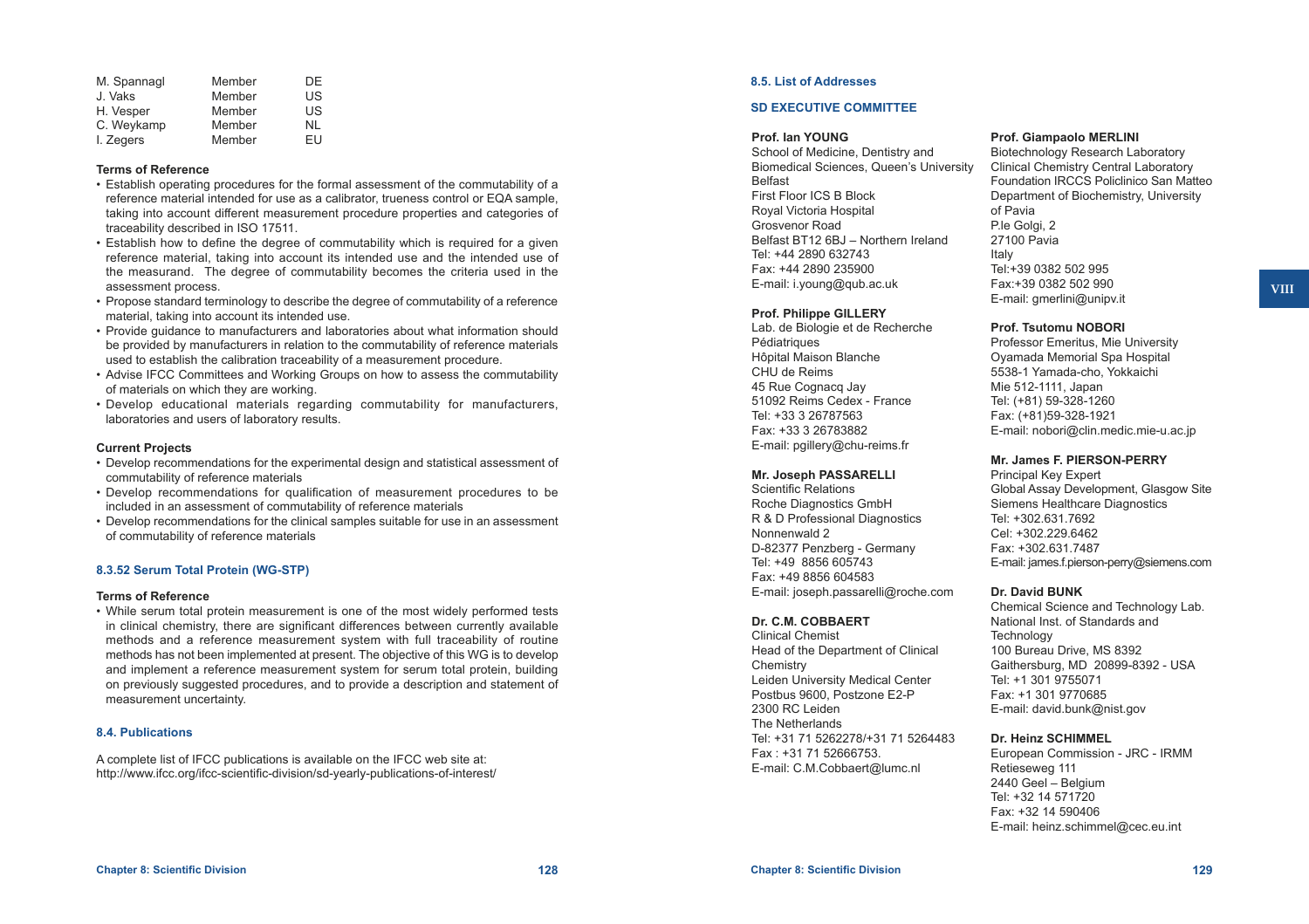| | | |
|---|---|---|
| M. Spannagl | Member | DE |
| J. Vaks | Member | US |
| H. Vesper | Member | US |
| C. Weykamp | Member | NL |
| I. Zegers | Member | EU |

**Terms of Reference**

- Establish operating procedures for the formal assessment of the commutability of a reference material intended for use as a calibrator, trueness control or EQA sample, taking into account different measurement procedure properties and categories of traceability described in ISO 17511.
- Establish how to define the degree of commutability which is required for a given reference material, taking into account its intended use and the intended use of the measurand. The degree of commutability becomes the criteria used in the assessment process.
- Propose standard terminology to describe the degree of commutability of a reference material, taking into account its intended use.
- Provide guidance to manufacturers and laboratories about what information should be provided by manufacturers in relation to the commutability of reference materials used to establish the calibration traceability of a measurement procedure.
- Advise IFCC Committees and Working Groups on how to assess the commutability of materials on which they are working.
- Develop educational materials regarding commutability for manufacturers, laboratories and users of laboratory results.

**Current Projects**

- Develop recommendations for the experimental design and statistical assessment of commutability of reference materials
- Develop recommendations for qualification of measurement procedures to be included in an assessment of commutability of reference materials
- Develop recommendations for the clinical samples suitable for use in an assessment of commutability of reference materials

### 8.3.52 Serum Total Protein (WG-STP)

**Terms of Reference**

- While serum total protein measurement is one of the most widely performed tests in clinical chemistry, there are significant differences between currently available methods and a reference measurement system with full traceability of routine methods has not been implemented at present. The objective of this WG is to develop and implement a reference measurement system for serum total protein, building on previously suggested procedures, and to provide a description and statement of measurement uncertainty.

## 8.4. Publications

A complete list of IFCC publications is available on the IFCC web site at:
http://www.ifcc.org/ifcc-scientific-division/sd-yearly-publications-of-interest/

## 8.5. List of Addresses

### SD EXECUTIVE COMMITTEE

**Prof. Ian YOUNG**
School of Medicine, Dentistry and Biomedical Sciences, Queen's University Belfast
First Floor ICS B Block
Royal Victoria Hospital
Grosvenor Road
Belfast BT12 6BJ – Northern Ireland
Tel: +44 2890 632743
Fax: +44 2890 235900
E-mail: i.young@qub.ac.uk

**Prof. Philippe GILLERY**
Lab. de Biologie et de Recherche Pédiatriques
Hôpital Maison Blanche
CHU de Reims
45 Rue Cognacq Jay
51092 Reims Cedex - France
Tel: +33 3 26787563
Fax: +33 3 26783882
E-mail: pgillery@chu-reims.fr

**Mr. Joseph PASSARELLI**
Scientific Relations
Roche Diagnostics GmbH
R & D Professional Diagnostics
Nonnenwald 2
D-82377 Penzberg - Germany
Tel: +49 8856 605743
Fax: +49 8856 604583
E-mail: joseph.passarelli@roche.com

**Dr. C.M. COBBAERT**
Clinical Chemist
Head of the Department of Clinical Chemistry
Leiden University Medical Center
Postbus 9600, Postzone E2-P
2300 RC Leiden
The Netherlands
Tel: +31 71 5262278/+31 71 5264483
Fax : +31 71 52666753.
E-mail: C.M.Cobbaert@lumc.nl

**Prof. Giampaolo MERLINI**
Biotechnology Research Laboratory
Clinical Chemistry Central Laboratory
Foundation IRCCS Policlinico San Matteo
Department of Biochemistry, University of Pavia
P.le Golgi, 2
27100 Pavia
Italy
Tel:+39 0382 502 995
Fax:+39 0382 502 990
E-mail: gmerlini@unipv.it

**Prof. Tsutomu NOBORI**
Professor Emeritus, Mie University
Oyamada Memorial Spa Hospital
5538-1 Yamada-cho, Yokkaichi
Mie 512-1111, Japan
Tel: (+81) 59-328-1260
Fax: (+81)59-328-1921
E-mail: nobori@clin.medic.mie-u.ac.jp

**Mr. James F. PIERSON-PERRY**
Principal Key Expert
Global Assay Development, Glasgow Site
Siemens Healthcare Diagnostics
Tel: +302.631.7692
Cel: +302.229.6462
Fax: +302.631.7487
E-mail: james.f.pierson-perry@siemens.com

**Dr. David BUNK**
Chemical Science and Technology Lab.
National Inst. of Standards and Technology
100 Bureau Drive, MS 8392
Gaithersburg, MD 20899-8392 - USA
Tel: +1 301 9755071
Fax: +1 301 9770685
E-mail: david.bunk@nist.gov

**Dr. Heinz SCHIMMEL**
European Commission - JRC - IRMM
Retieseweg 111
2440 Geel – Belgium
Tel: +32 14 571720
Fax: +32 14 590406
E-mail: heinz.schimmel@cec.eu.int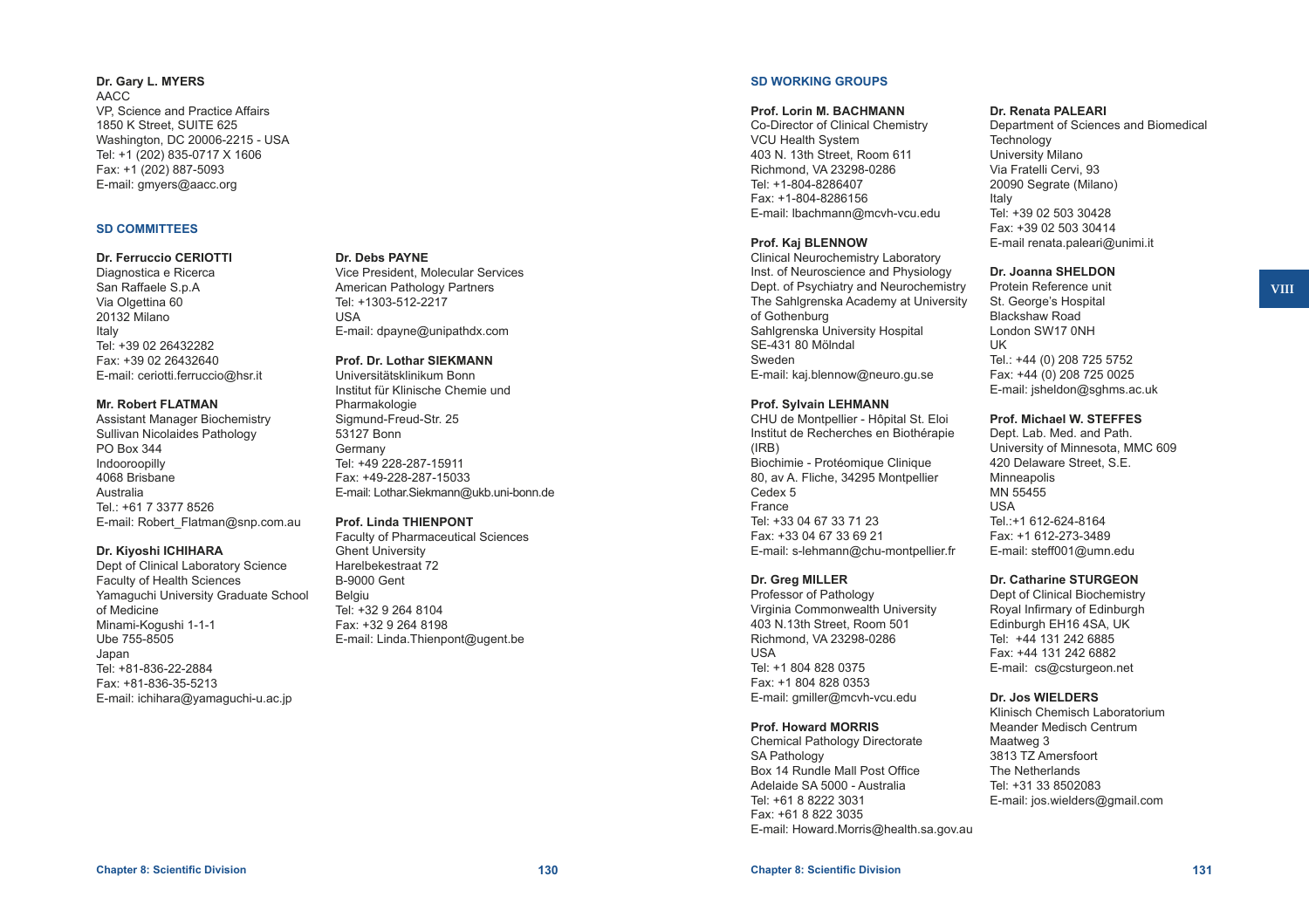**Dr. Gary L. MYERS**
AACC
VP, Science and Practice Affairs
1850 K Street, SUITE 625
Washington, DC 20006-2215 - USA
Tel: +1 (202) 835-0717 X 1606
Fax: +1 (202) 887-5093
E-mail: gmyers@aacc.org

## SD COMMITTEES

**Dr. Ferruccio CERIOTTI**
Diagnostica e Ricerca
San Raffaele S.p.A
Via Olgettina 60
20132 Milano
Italy
Tel: +39 02 26432282
Fax: +39 02 26432640
E-mail: ceriotti.ferruccio@hsr.it

**Mr. Robert FLATMAN**
Assistant Manager Biochemistry
Sullivan Nicolaides Pathology
PO Box 344
Indooroopilly
4068 Brisbane
Australia
Tel.: +61 7 3377 8526
E-mail: Robert_Flatman@snp.com.au

**Dr. Kiyoshi ICHIHARA**
Dept of Clinical Laboratory Science
Faculty of Health Sciences
Yamaguchi University Graduate School of Medicine
Minami-Kogushi 1-1-1
Ube 755-8505
Japan
Tel: +81-836-22-2884
Fax: +81-836-35-5213
E-mail: ichihara@yamaguchi-u.ac.jp

**Dr. Debs PAYNE**
Vice President, Molecular Services
American Pathology Partners
Tel: +1303-512-2217
USA
E-mail: dpayne@unipathdx.com

**Prof. Dr. Lothar SIEKMANN**
Universitätsklinikum Bonn
Institut für Klinische Chemie und Pharmakologie
Sigmund-Freud-Str. 25
53127 Bonn
Germany
Tel: +49 228-287-15911
Fax: +49-228-287-15033
E-mail: Lothar.Siekmann@ukb.uni-bonn.de

**Prof. Linda THIENPONT**
Faculty of Pharmaceutical Sciences
Ghent University
Harelbekestraat 72
B-9000 Gent
Belgiu
Tel: +32 9 264 8104
Fax: +32 9 264 8198
E-mail: Linda.Thienpont@ugent.be

## SD WORKING GROUPS

**Prof. Lorin M. BACHMANN**
Co-Director of Clinical Chemistry
VCU Health System
403 N. 13th Street, Room 611
Richmond, VA 23298-0286
Tel: +1-804-8286407
Fax: +1-804-8286156
E-mail: lbachmann@mcvh-vcu.edu

**Prof. Kaj BLENNOW**
Clinical Neurochemistry Laboratory
Inst. of Neuroscience and Physiology
Dept. of Psychiatry and Neurochemistry
The Sahlgrenska Academy at University of Gothenburg
Sahlgrenska University Hospital
SE-431 80 Mölndal
Sweden
E-mail: kaj.blennow@neuro.gu.se

**Prof. Sylvain LEHMANN**
CHU de Montpellier - Hôpital St. Eloi
Institut de Recherches en Biothérapie (IRB)
Biochimie - Protéomique Clinique
80, av A. Fliche, 34295 Montpellier
Cedex 5
France
Tel: +33 04 67 33 71 23
Fax: +33 04 67 33 69 21
E-mail: s-lehmann@chu-montpellier.fr

**Dr. Greg MILLER**
Professor of Pathology
Virginia Commonwealth University
403 N.13th Street, Room 501
Richmond, VA 23298-0286
USA
Tel: +1 804 828 0375
Fax: +1 804 828 0353
E-mail: gmiller@mcvh-vcu.edu

**Prof. Howard MORRIS**
Chemical Pathology Directorate
SA Pathology
Box 14 Rundle Mall Post Office
Adelaide SA 5000 - Australia
Tel: +61 8 8222 3031
Fax: +61 8 822 3035
E-mail: Howard.Morris@health.sa.gov.au

**Dr. Renata PALEARI**
Department of Sciences and Biomedical Technology
University Milano
Via Fratelli Cervi, 93
20090 Segrate (Milano)
Italy
Tel: +39 02 503 30428
Fax: +39 02 503 30414
E-mail renata.paleari@unimi.it

**Dr. Joanna SHELDON**
Protein Reference unit
St. George's Hospital
Blackshaw Road
London SW17 0NH
UK
Tel.: +44 (0) 208 725 5752
Fax: +44 (0) 208 725 0025
E-mail: jsheldon@sghms.ac.uk

**Prof. Michael W. STEFFES**
Dept. Lab. Med. and Path.
University of Minnesota, MMC 609
420 Delaware Street, S.E.
Minneapolis
MN 55455
USA
Tel.:+1 612-624-8164
Fax: +1 612-273-3489
E-mail: steff001@umn.edu

**Dr. Catharine STURGEON**
Dept of Clinical Biochemistry
Royal Infirmary of Edinburgh
Edinburgh EH16 4SA, UK
Tel: +44 131 242 6885
Fax: +44 131 242 6882
E-mail: cs@csturgeon.net

**Dr. Jos WIELDERS**
Klinisch Chemisch Laboratorium
Meander Medisch Centrum
Maatweg 3
3813 TZ Amersfoort
The Netherlands
Tel: +31 33 8502083
E-mail: jos.wielders@gmail.com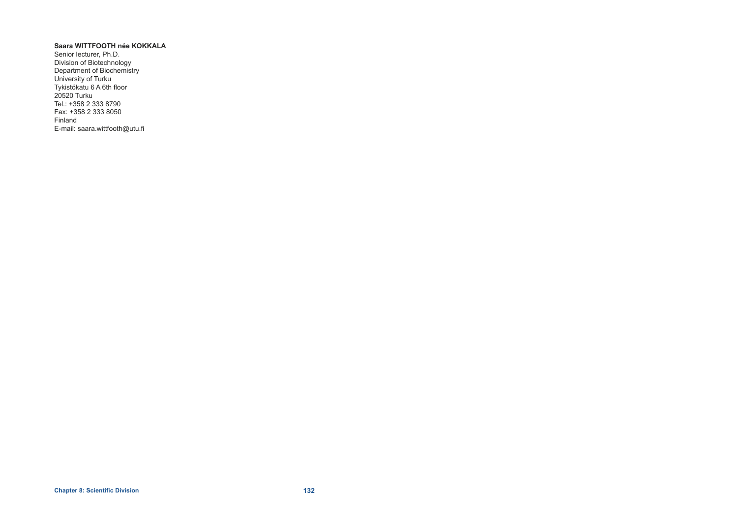**Saara WITTFOOTH née KOKKALA**
Senior lecturer, Ph.D.
Division of Biotechnology
Department of Biochemistry
University of Turku
Tykistökatu 6 A 6th floor
20520 Turku
Tel.: +358 2 333 8790
Fax: +358 2 333 8050
Finland
E-mail: saara.wittfooth@utu.fi